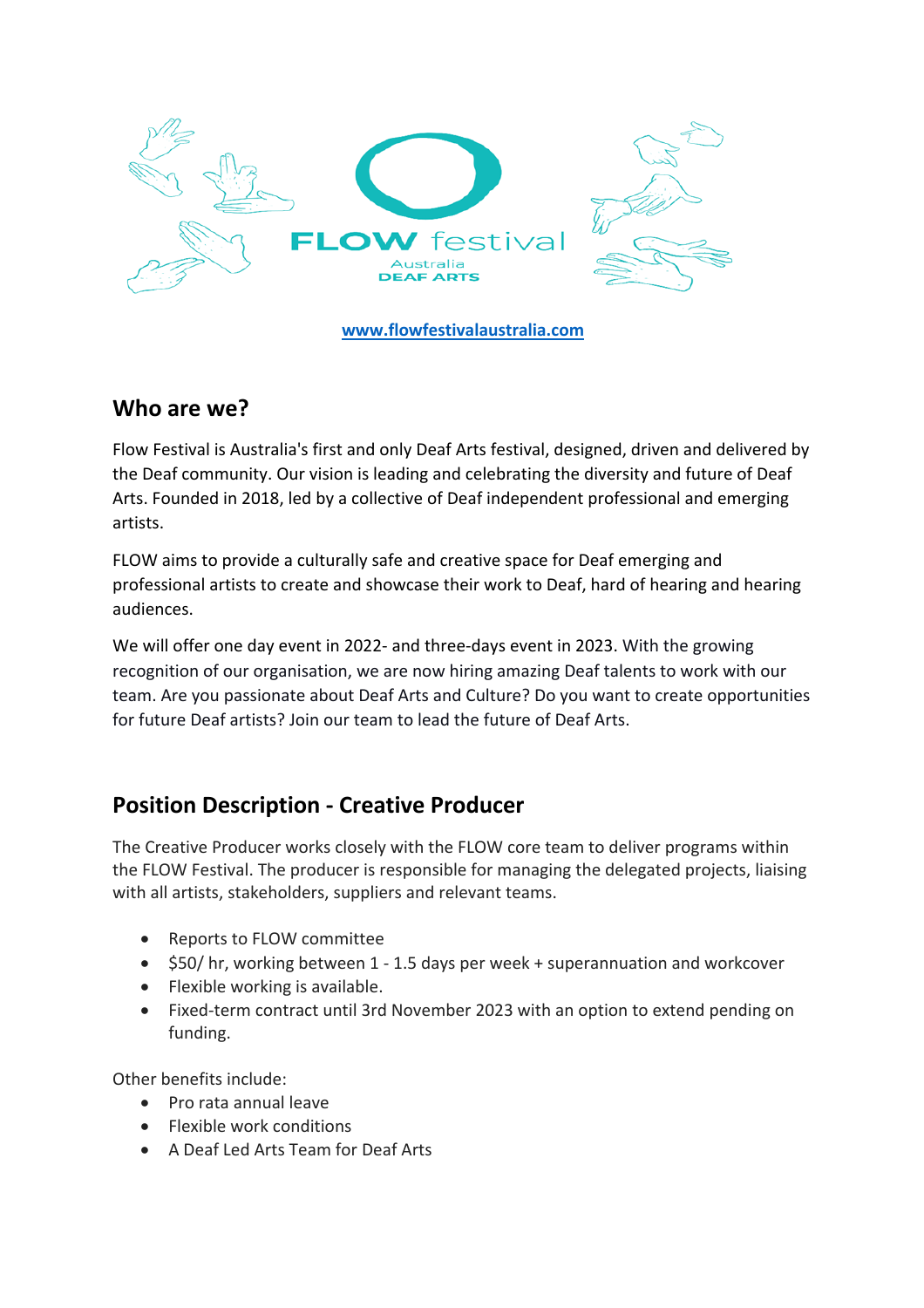FLOW festival
Australia
DEAF ARTS

[www.flowfestivalaustralia.com](http://www.flowfestivalaustralia.com)

## Who are we?

Flow Festival is Australia's first and only Deaf Arts festival, designed, driven and delivered by the Deaf community. Our vision is leading and celebrating the diversity and future of Deaf Arts. Founded in 2018, led by a collective of Deaf independent professional and emerging artists.

FLOW aims to provide a culturally safe and creative space for Deaf emerging and professional artists to create and showcase their work to Deaf, hard of hearing and hearing audiences.

We will offer one day event in 2022- and three-days event in 2023. With the growing recognition of our organisation, we are now hiring amazing Deaf talents to work with our team. Are you passionate about Deaf Arts and Culture? Do you want to create opportunities for future Deaf artists? Join our team to lead the future of Deaf Arts.

## Position Description - Creative Producer

The Creative Producer works closely with the FLOW core team to deliver programs within the FLOW Festival. The producer is responsible for managing the delegated projects, liaising with all artists, stakeholders, suppliers and relevant teams.

- Reports to FLOW committee
- $50/ hr, working between 1 - 1.5 days per week + superannuation and workcover
- Flexible working is available.
- Fixed-term contract until 3rd November 2023 with an option to extend pending on funding.

Other benefits include:

- Pro rata annual leave
- Flexible work conditions
- A Deaf Led Arts Team for Deaf Arts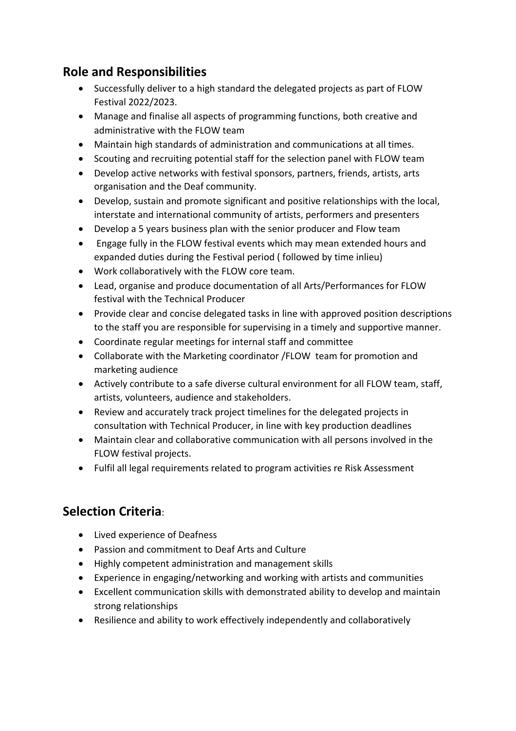## Role and Responsibilities

- Successfully deliver to a high standard the delegated projects as part of FLOW Festival 2022/2023.
- Manage and finalise all aspects of programming functions, both creative and administrative with the FLOW team
- Maintain high standards of administration and communications at all times.
- Scouting and recruiting potential staff for the selection panel with FLOW team
- Develop active networks with festival sponsors, partners, friends, artists, arts organisation and the Deaf community.
- Develop, sustain and promote significant and positive relationships with the local, interstate and international community of artists, performers and presenters
- Develop a 5 years business plan with the senior producer and Flow team
- Engage fully in the FLOW festival events which may mean extended hours and expanded duties during the Festival period ( followed by time inlieu)
- Work collaboratively with the FLOW core team.
- Lead, organise and produce documentation of all Arts/Performances for FLOW festival with the Technical Producer
- Provide clear and concise delegated tasks in line with approved position descriptions to the staff you are responsible for supervising in a timely and supportive manner.
- Coordinate regular meetings for internal staff and committee
- Collaborate with the Marketing coordinator /FLOW team for promotion and marketing audience
- Actively contribute to a safe diverse cultural environment for all FLOW team, staff, artists, volunteers, audience and stakeholders.
- Review and accurately track project timelines for the delegated projects in consultation with Technical Producer, in line with key production deadlines
- Maintain clear and collaborative communication with all persons involved in the FLOW festival projects.
- Fulfil all legal requirements related to program activities re Risk Assessment

## Selection Criteria:

- Lived experience of Deafness
- Passion and commitment to Deaf Arts and Culture
- Highly competent administration and management skills
- Experience in engaging/networking and working with artists and communities
- Excellent communication skills with demonstrated ability to develop and maintain strong relationships
- Resilience and ability to work effectively independently and collaboratively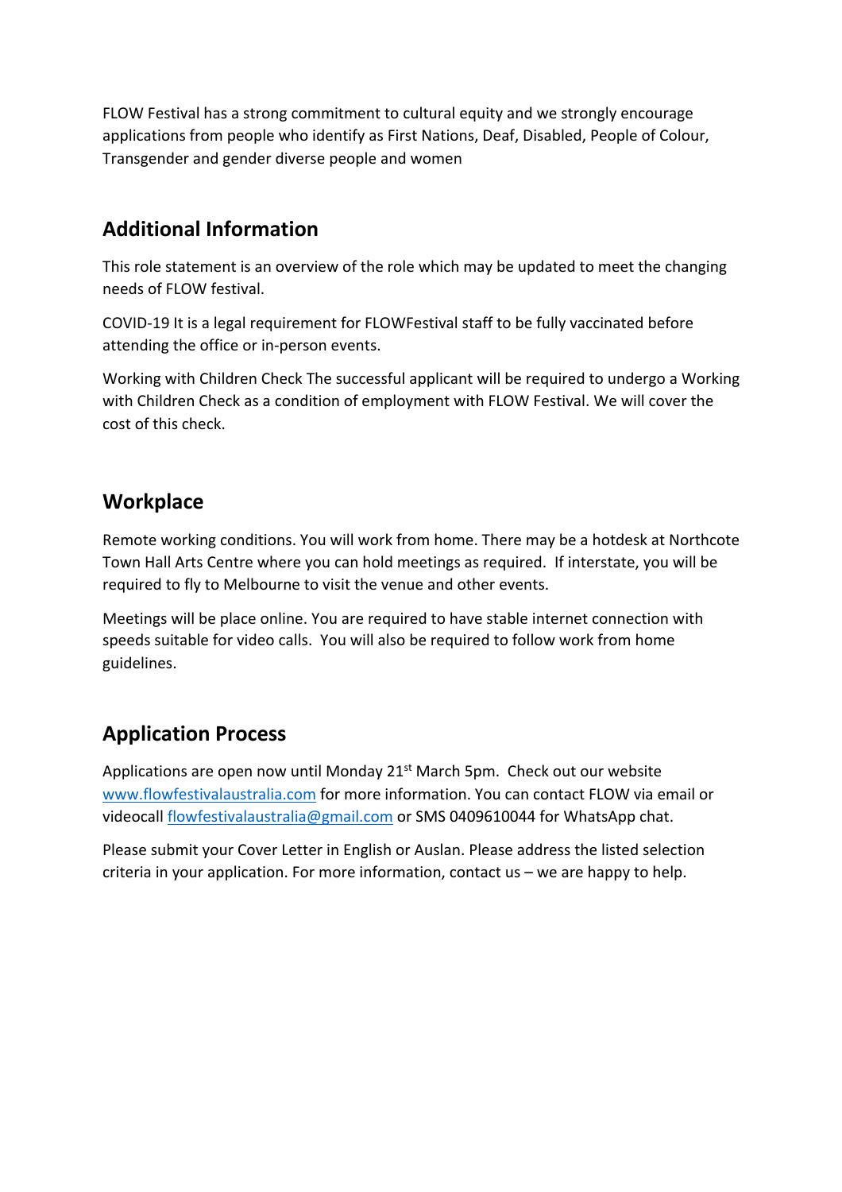FLOW Festival has a strong commitment to cultural equity and we strongly encourage applications from people who identify as First Nations, Deaf, Disabled, People of Colour, Transgender and gender diverse people and women

## Additional Information

This role statement is an overview of the role which may be updated to meet the changing needs of FLOW festival.

COVID-19 It is a legal requirement for FLOWFestival staff to be fully vaccinated before attending the office or in-person events.

Working with Children Check The successful applicant will be required to undergo a Working with Children Check as a condition of employment with FLOW Festival. We will cover the cost of this check.

## Workplace

Remote working conditions. You will work from home. There may be a hotdesk at Northcote Town Hall Arts Centre where you can hold meetings as required. If interstate, you will be required to fly to Melbourne to visit the venue and other events.

Meetings will be place online. You are required to have stable internet connection with speeds suitable for video calls. You will also be required to follow work from home guidelines.

## Application Process

Applications are open now until Monday 21st March 5pm. Check out our website www.flowfestivalaustralia.com for more information. You can contact FLOW via email or videocall flowfestivalaustralia@gmail.com or SMS 0409610044 for WhatsApp chat.

Please submit your Cover Letter in English or Auslan. Please address the listed selection criteria in your application. For more information, contact us – we are happy to help.